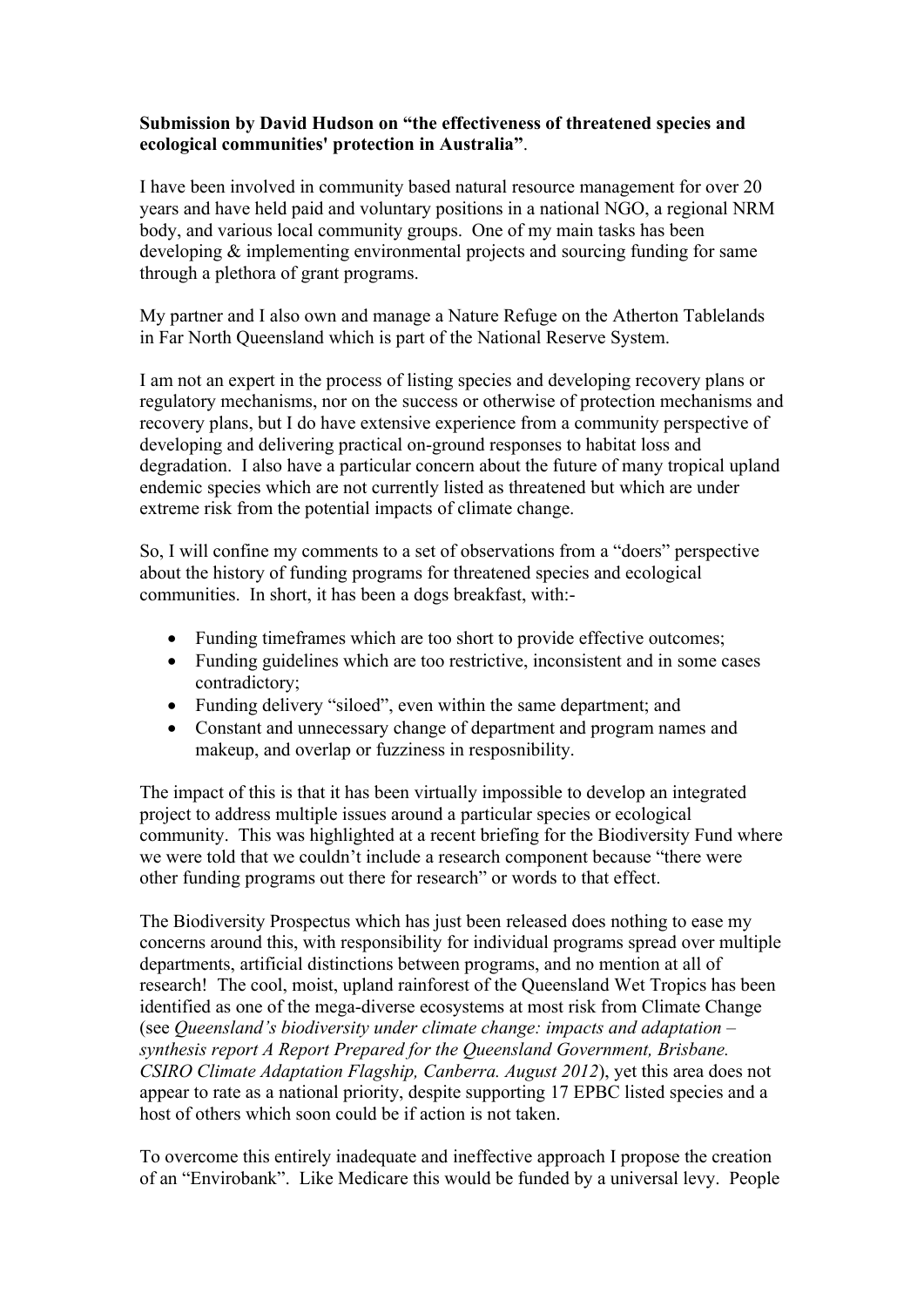**Submission by David Hudson on "the effectiveness of threatened species and ecological communities' protection in Australia"**.

I have been involved in community based natural resource management for over 20 years and have held paid and voluntary positions in a national NGO, a regional NRM body, and various local community groups. One of my main tasks has been developing & implementing environmental projects and sourcing funding for same through a plethora of grant programs.

My partner and I also own and manage a Nature Refuge on the Atherton Tablelands in Far North Queensland which is part of the National Reserve System.

I am not an expert in the process of listing species and developing recovery plans or regulatory mechanisms, nor on the success or otherwise of protection mechanisms and recovery plans, but I do have extensive experience from a community perspective of developing and delivering practical on-ground responses to habitat loss and degradation. I also have a particular concern about the future of many tropical upland endemic species which are not currently listed as threatened but which are under extreme risk from the potential impacts of climate change.

So, I will confine my comments to a set of observations from a "doers" perspective about the history of funding programs for threatened species and ecological communities. In short, it has been a dogs breakfast, with:-

- Funding timeframes which are too short to provide effective outcomes;
- Funding guidelines which are too restrictive, inconsistent and in some cases contradictory;
- Funding delivery "siloed", even within the same department; and
- Constant and unnecessary change of department and program names and makeup, and overlap or fuzziness in resposnibility.

The impact of this is that it has been virtually impossible to develop an integrated project to address multiple issues around a particular species or ecological community. This was highlighted at a recent briefing for the Biodiversity Fund where we were told that we couldn't include a research component because "there were other funding programs out there for research" or words to that effect.

The Biodiversity Prospectus which has just been released does nothing to ease my concerns around this, with responsibility for individual programs spread over multiple departments, artificial distinctions between programs, and no mention at all of research! The cool, moist, upland rainforest of the Queensland Wet Tropics has been identified as one of the mega-diverse ecosystems at most risk from Climate Change (see *Queensland's biodiversity under climate change: impacts and adaptation – synthesis report A Report Prepared for the Queensland Government, Brisbane. CSIRO Climate Adaptation Flagship, Canberra. August 2012*), yet this area does not appear to rate as a national priority, despite supporting 17 EPBC listed species and a host of others which soon could be if action is not taken.

To overcome this entirely inadequate and ineffective approach I propose the creation of an "Envirobank". Like Medicare this would be funded by a universal levy. People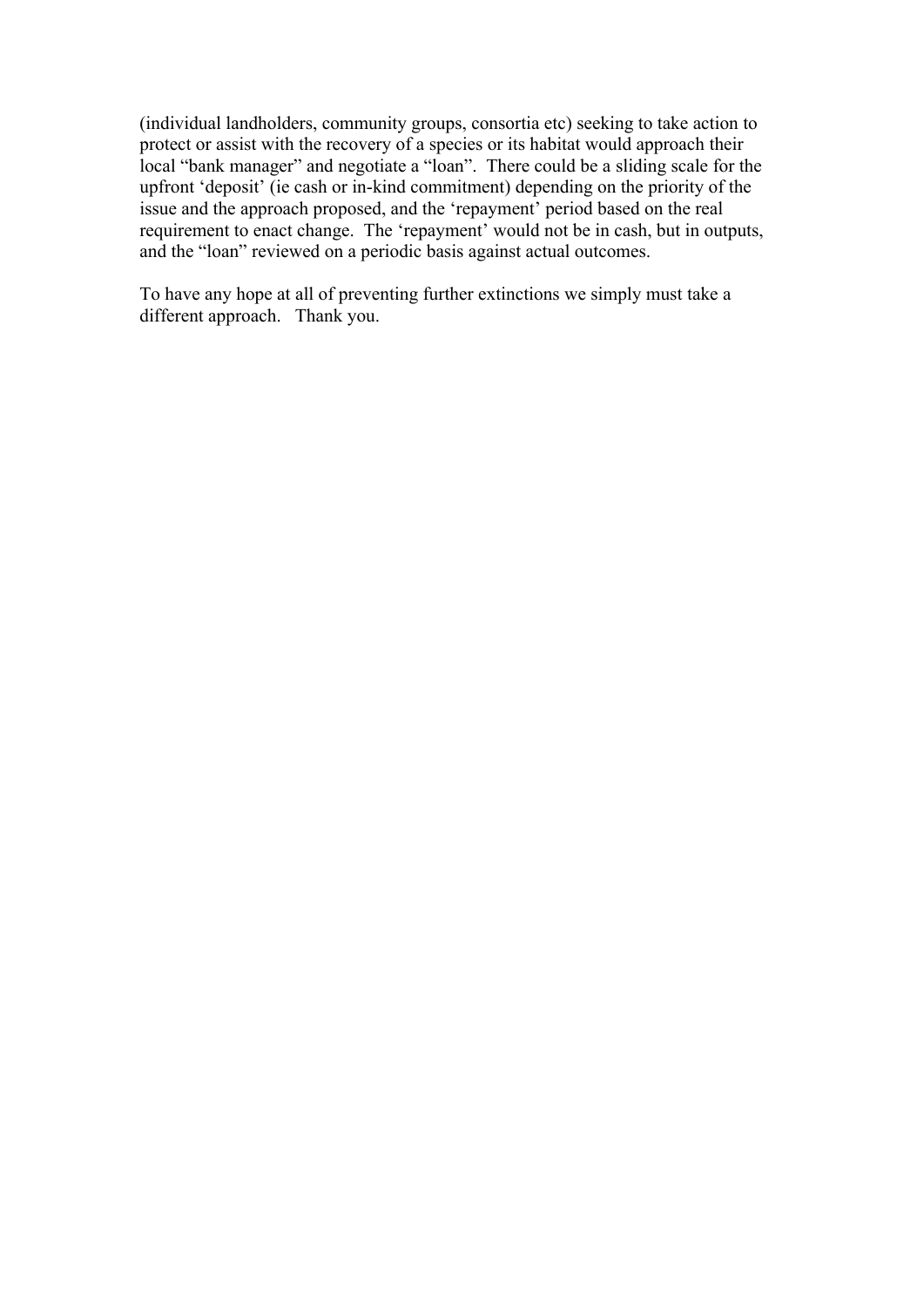(individual landholders, community groups, consortia etc) seeking to take action to protect or assist with the recovery of a species or its habitat would approach their local "bank manager" and negotiate a "loan". There could be a sliding scale for the upfront 'deposit' (ie cash or in-kind commitment) depending on the priority of the issue and the approach proposed, and the 'repayment' period based on the real requirement to enact change. The 'repayment' would not be in cash, but in outputs, and the "loan" reviewed on a periodic basis against actual outcomes.

To have any hope at all of preventing further extinctions we simply must take a different approach. Thank you.